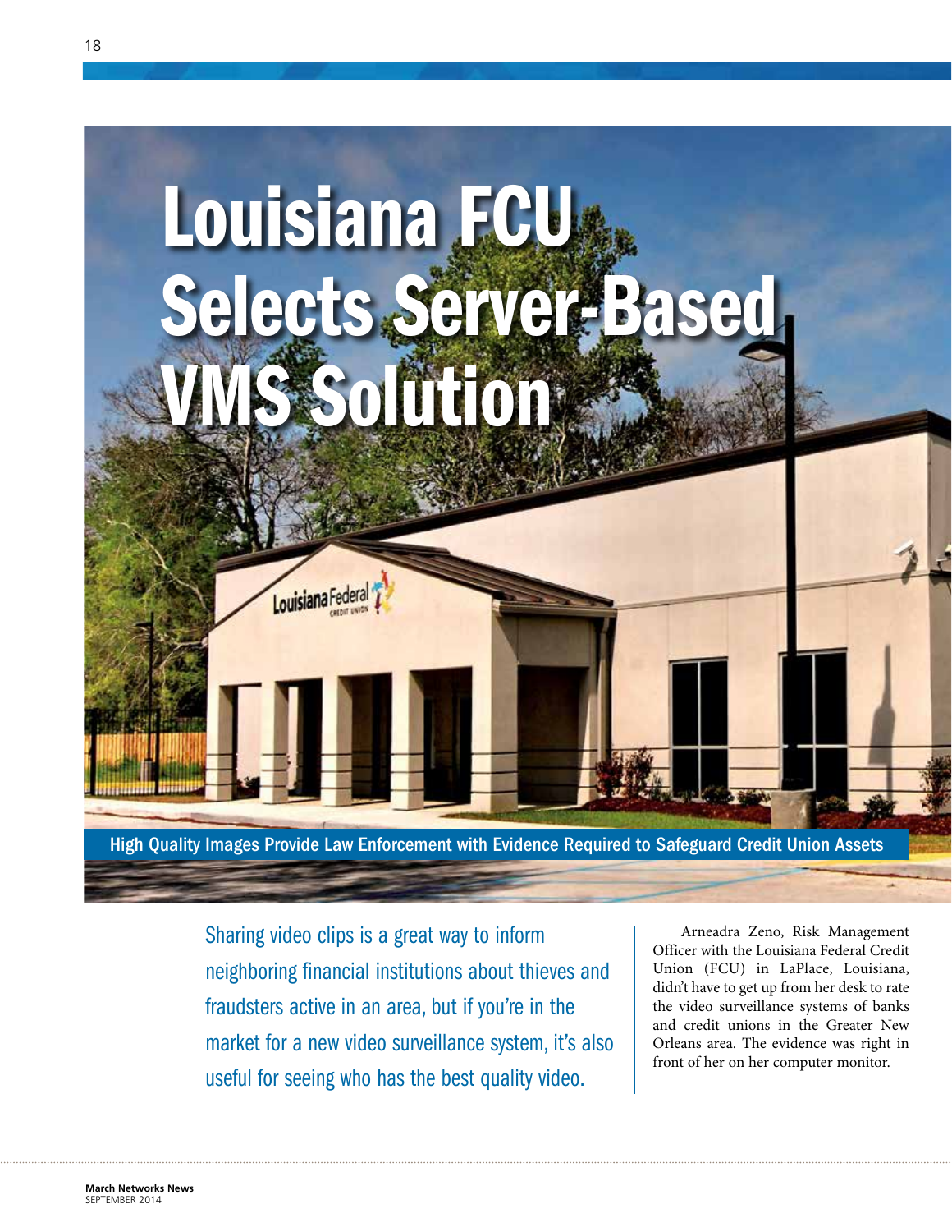# Louisiana FCU Selects Server-Based VMS Solution

## High Quality Images Provide Law Enforcement with Evidence Required to Safeguard Credit Union Assets

Sharing video clips is a great way to inform neighboring financial institutions about thieves and fraudsters active in an area, but if you're in the market for a new video surveillance system, it's also useful for seeing who has the best quality video.

Arneadra Zeno, Risk Management Officer with the Louisiana Federal Credit Union (FCU) in LaPlace, Louisiana, didn't have to get up from her desk to rate the video surveillance systems of banks and credit unions in the Greater New Orleans area. The evidence was right in front of her on her computer monitor.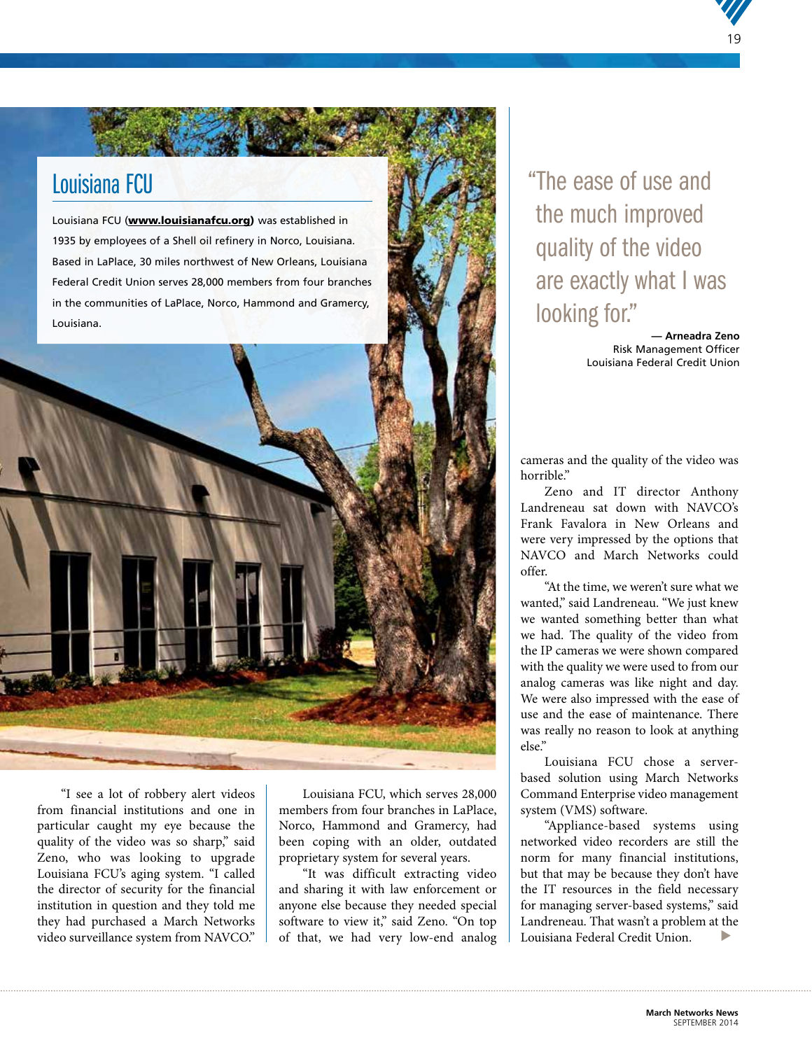## Louisiana FCU

Louisiana FCU (**www.louisianafcu.org)** was established in 1935 by employees of a Shell oil refinery in Norco, Louisiana. Based in LaPlace, 30 miles northwest of New Orleans, Louisiana Federal Credit Union serves 28,000 members from four branches in the communities of LaPlace, Norco, Hammond and Gramercy, Louisiana.

> "The ease of use and the much improved quality of the video are exactly what I was looking for."
>
> **— Arneadra Zeno**
> Risk Management Officer
> Louisiana Federal Credit Union

"I see a lot of robbery alert videos from financial institutions and one in particular caught my eye because the quality of the video was so sharp," said Zeno, who was looking to upgrade Louisiana FCU's aging system. "I called the director of security for the financial institution in question and they told me they had purchased a March Networks video surveillance system from NAVCO."

Louisiana FCU, which serves 28,000 members from four branches in LaPlace, Norco, Hammond and Gramercy, had been coping with an older, outdated proprietary system for several years.

"It was difficult extracting video and sharing it with law enforcement or anyone else because they needed special software to view it," said Zeno. "On top of that, we had very low-end analog cameras and the quality of the video was horrible."

Zeno and IT director Anthony Landreneau sat down with NAVCO's Frank Favalora in New Orleans and were very impressed by the options that NAVCO and March Networks could offer.

"At the time, we weren't sure what we wanted," said Landreneau. "We just knew we wanted something better than what we had. The quality of the video from the IP cameras we were shown compared with the quality we were used to from our analog cameras was like night and day. We were also impressed with the ease of use and the ease of maintenance. There was really no reason to look at anything else."

Louisiana FCU chose a server-based solution using March Networks Command Enterprise video management system (VMS) software.

"Appliance-based systems using networked video recorders are still the norm for many financial institutions, but that may be because they don't have the IT resources in the field necessary for managing server-based systems," said Landreneau. That wasn't a problem at the Louisiana Federal Credit Union.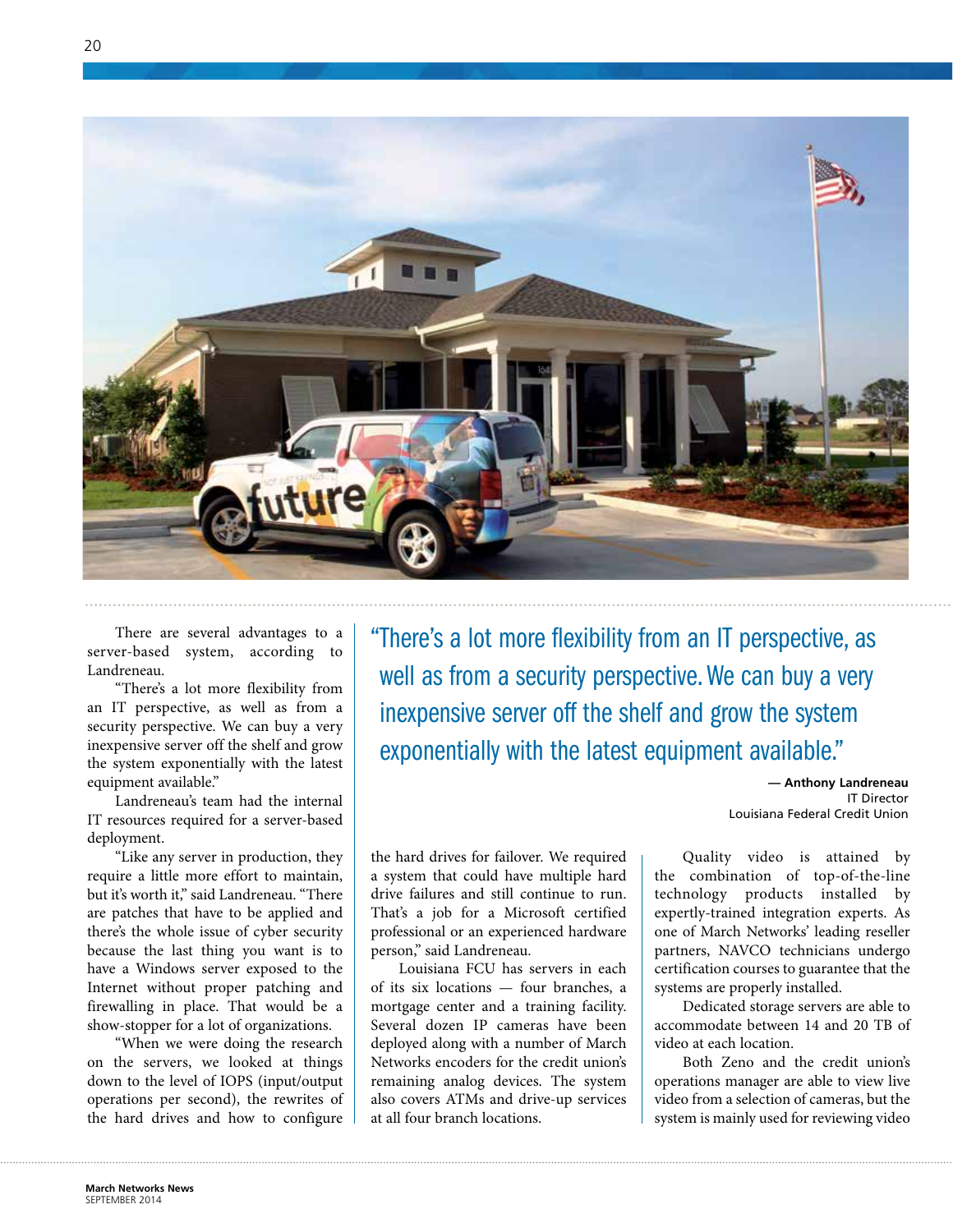There are several advantages to a server-based system, according to Landreneau.

"There's a lot more flexibility from an IT perspective, as well as from a security perspective. We can buy a very inexpensive server off the shelf and grow the system exponentially with the latest equipment available."

Landreneau's team had the internal IT resources required for a server-based deployment.

"Like any server in production, they require a little more effort to maintain, but it's worth it," said Landreneau. "There are patches that have to be applied and there's the whole issue of cyber security because the last thing you want is to have a Windows server exposed to the Internet without proper patching and firewalling in place. That would be a show-stopper for a lot of organizations.

"When we were doing the research on the servers, we looked at things down to the level of IOPS (input/output operations per second), the rewrites of the hard drives and how to configure the hard drives for failover. We required a system that could have multiple hard drive failures and still continue to run. That's a job for a Microsoft certified professional or an experienced hardware person," said Landreneau.

> "There's a lot more flexibility from an IT perspective, as well as from a security perspective. We can buy a very inexpensive server off the shelf and grow the system exponentially with the latest equipment available."
>
> **— Anthony Landreneau**
> IT Director
> Louisiana Federal Credit Union

Louisiana FCU has servers in each of its six locations — four branches, a mortgage center and a training facility. Several dozen IP cameras have been deployed along with a number of March Networks encoders for the credit union's remaining analog devices. The system also covers ATMs and drive-up services at all four branch locations.

Quality video is attained by the combination of top-of-the-line technology products installed by expertly-trained integration experts. As one of March Networks' leading reseller partners, NAVCO technicians undergo certification courses to guarantee that the systems are properly installed.

Dedicated storage servers are able to accommodate between 14 and 20 TB of video at each location.

Both Zeno and the credit union's operations manager are able to view live video from a selection of cameras, but the system is mainly used for reviewing video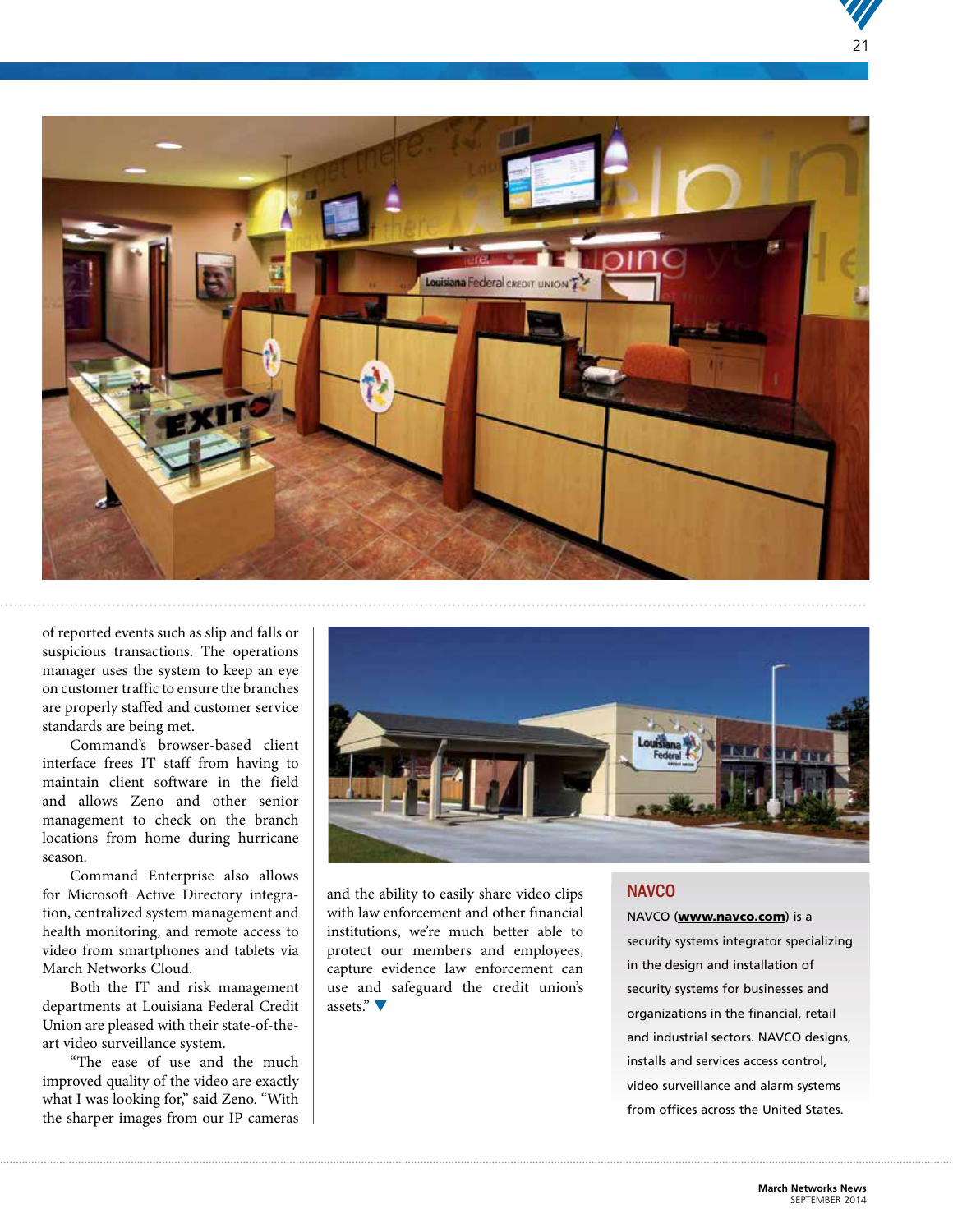of reported events such as slip and falls or suspicious transactions. The operations manager uses the system to keep an eye on customer traffic to ensure the branches are properly staffed and customer service standards are being met.

Command's browser-based client interface frees IT staff from having to maintain client software in the field and allows Zeno and other senior management to check on the branch locations from home during hurricane season.

Command Enterprise also allows for Microsoft Active Directory integration, centralized system management and health monitoring, and remote access to video from smartphones and tablets via March Networks Cloud.

Both the IT and risk management departments at Louisiana Federal Credit Union are pleased with their state-of-the-art video surveillance system.

"The ease of use and the much improved quality of the video are exactly what I was looking for," said Zeno. "With the sharper images from our IP cameras and the ability to easily share video clips with law enforcement and other financial institutions, we're much better able to protect our members and employees, capture evidence law enforcement can use and safeguard the credit union's assets." ▼

## NAVCO

NAVCO (**www.navco.com**) is a security systems integrator specializing in the design and installation of security systems for businesses and organizations in the financial, retail and industrial sectors. NAVCO designs, installs and services access control, video surveillance and alarm systems from offices across the United States.